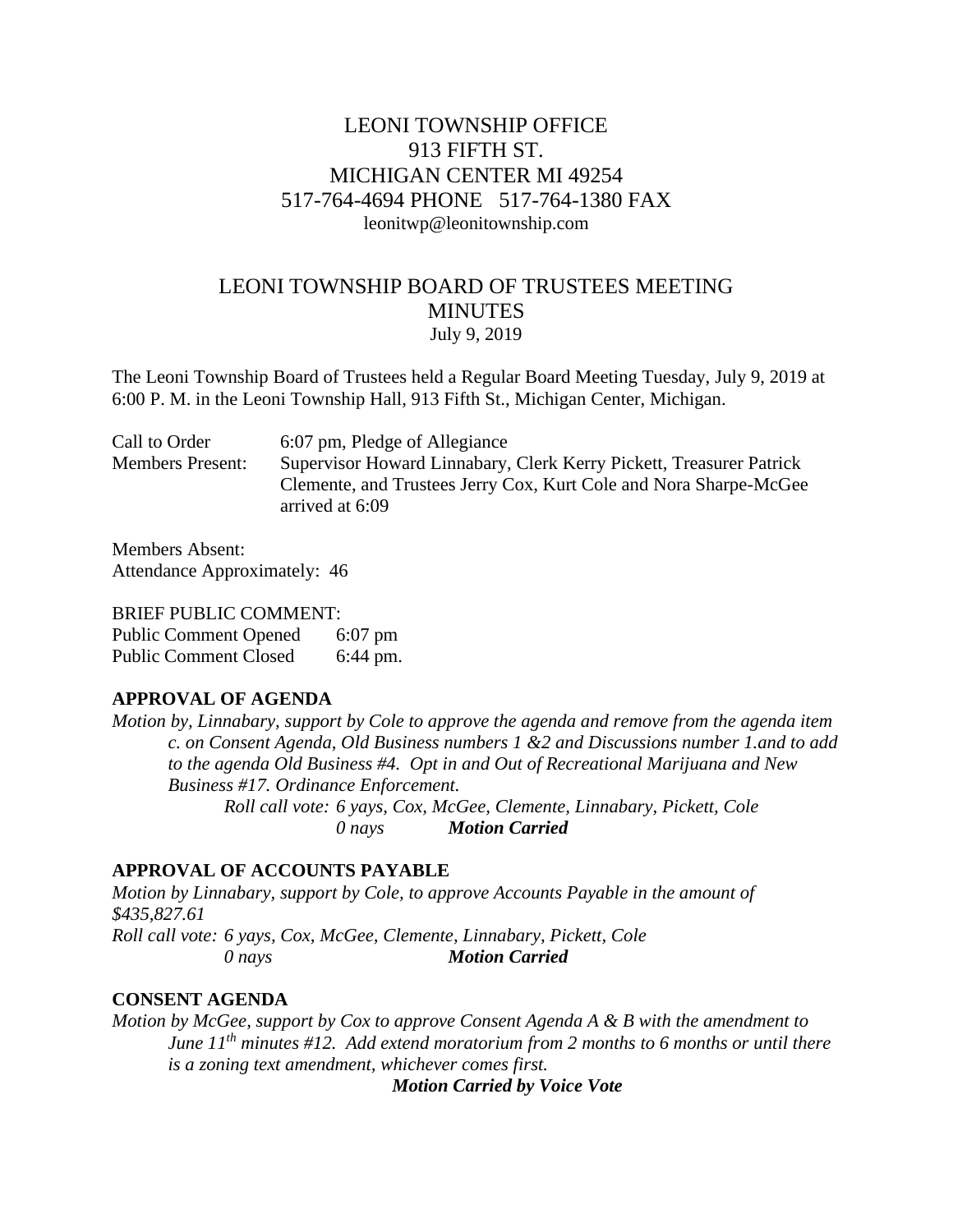LEONI TOWNSHIP OFFICE
913 FIFTH ST.
MICHIGAN CENTER MI 49254
517-764-4694 PHONE 517-764-1380 FAX
leonitwp@leonitownship.com

# LEONI TOWNSHIP BOARD OF TRUSTEES MEETING MINUTES

July 9, 2019

The Leoni Township Board of Trustees held a Regular Board Meeting Tuesday, July 9, 2019 at 6:00 P. M. in the Leoni Township Hall, 913 Fifth St., Michigan Center, Michigan.

Call to Order 6:07 pm, Pledge of Allegiance

Members Present: Supervisor Howard Linnabary, Clerk Kerry Pickett, Treasurer Patrick Clemente, and Trustees Jerry Cox, Kurt Cole and Nora Sharpe-McGee arrived at 6:09

Members Absent:

Attendance Approximately: 46

BRIEF PUBLIC COMMENT:

Public Comment Opened 6:07 pm

Public Comment Closed 6:44 pm.

**APPROVAL OF AGENDA**

*Motion by, Linnabary, support by Cole to approve the agenda and remove from the agenda item c. on Consent Agenda, Old Business numbers 1 &2 and Discussions number 1.and to add to the agenda Old Business #4. Opt in and Out of Recreational Marijuana and New Business #17. Ordinance Enforcement.*

*Roll call vote: 6 yays, Cox, McGee, Clemente, Linnabary, Pickett, Cole*
*0 nays* ***Motion Carried***

**APPROVAL OF ACCOUNTS PAYABLE**

*Motion by Linnabary, support by Cole, to approve Accounts Payable in the amount of $435,827.61*

*Roll call vote: 6 yays, Cox, McGee, Clemente, Linnabary, Pickett, Cole*
*0 nays* ***Motion Carried***

**CONSENT AGENDA**

*Motion by McGee, support by Cox to approve Consent Agenda A & B with the amendment to June 11th minutes #12. Add extend moratorium from 2 months to 6 months or until there is a zoning text amendment, whichever comes first.*

***Motion Carried by Voice Vote***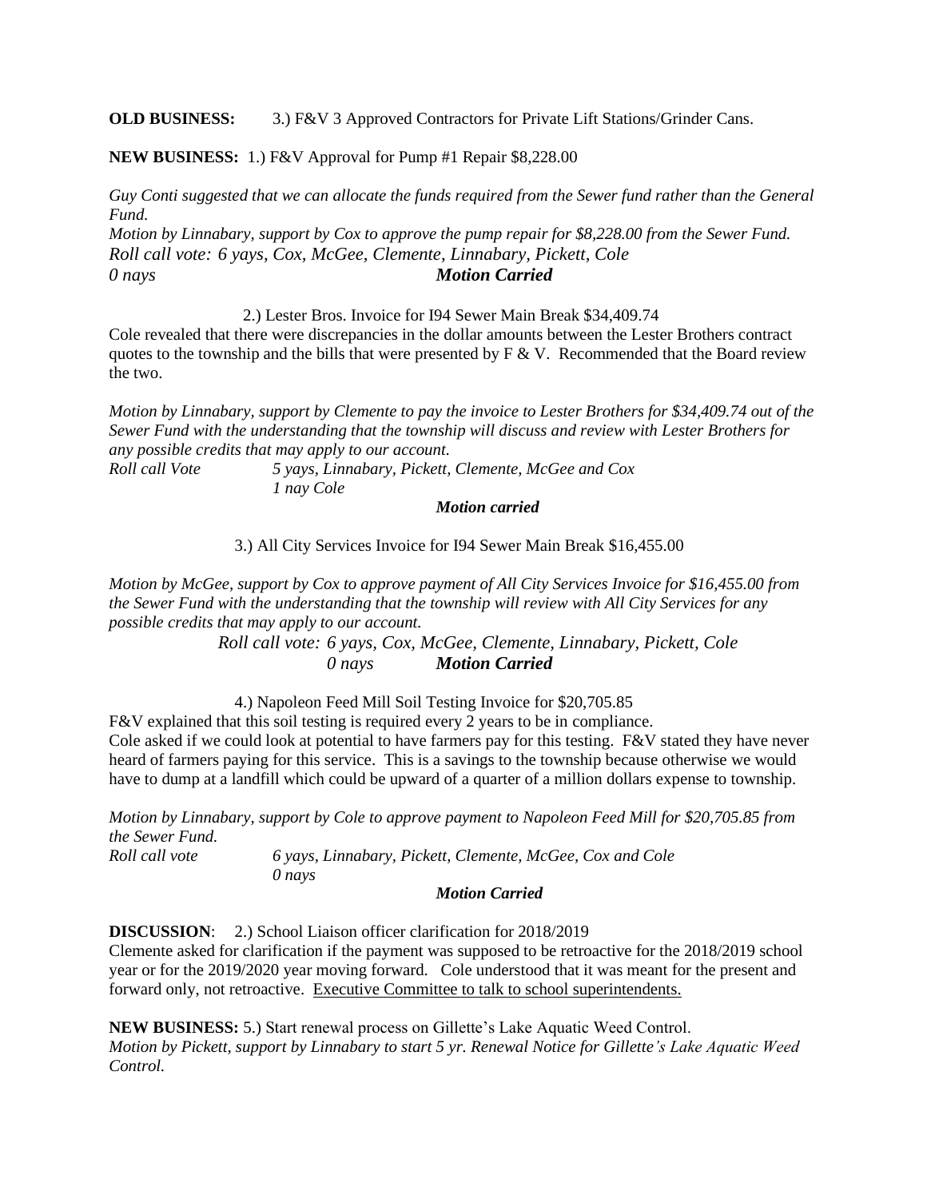**OLD BUSINESS:** 3.) F&V 3 Approved Contractors for Private Lift Stations/Grinder Cans.

**NEW BUSINESS:** 1.) F&V Approval for Pump #1 Repair $8,228.00

*Guy Conti suggested that we can allocate the funds required from the Sewer fund rather than the General Fund.*

*Motion by Linnabary, support by Cox to approve the pump repair for $8,228.00 from the Sewer Fund.*

*Roll call vote: 6 yays, Cox, McGee, Clemente, Linnabary, Pickett, Cole*

*0 nays* ***Motion Carried***

2.) Lester Bros. Invoice for I94 Sewer Main Break $34,409.74

Cole revealed that there were discrepancies in the dollar amounts between the Lester Brothers contract quotes to the township and the bills that were presented by F & V. Recommended that the Board review the two.

*Motion by Linnabary, support by Clemente to pay the invoice to Lester Brothers for $34,409.74 out of the Sewer Fund with the understanding that the township will discuss and review with Lester Brothers for any possible credits that may apply to our account.*

*Roll call Vote* *5 yays, Linnabary, Pickett, Clemente, McGee and Cox*

*1 nay Cole*

***Motion carried***

3.) All City Services Invoice for I94 Sewer Main Break $16,455.00

*Motion by McGee, support by Cox to approve payment of All City Services Invoice for $16,455.00 from the Sewer Fund with the understanding that the township will review with All City Services for any possible credits that may apply to our account.*

*Roll call vote: 6 yays, Cox, McGee, Clemente, Linnabary, Pickett, Cole*

*0 nays* ***Motion Carried***

4.) Napoleon Feed Mill Soil Testing Invoice for $20,705.85

F&V explained that this soil testing is required every 2 years to be in compliance.

Cole asked if we could look at potential to have farmers pay for this testing. F&V stated they have never heard of farmers paying for this service. This is a savings to the township because otherwise we would have to dump at a landfill which could be upward of a quarter of a million dollars expense to township.

*Motion by Linnabary, support by Cole to approve payment to Napoleon Feed Mill for $20,705.85 from the Sewer Fund.*

*Roll call vote* *6 yays, Linnabary, Pickett, Clemente, McGee, Cox and Cole*

*0 nays*

***Motion Carried***

**DISCUSSION**: 2.) School Liaison officer clarification for 2018/2019

Clemente asked for clarification if the payment was supposed to be retroactive for the 2018/2019 school year or for the 2019/2020 year moving forward. Cole understood that it was meant for the present and forward only, not retroactive. Executive Committee to talk to school superintendents.

**NEW BUSINESS:** 5.) Start renewal process on Gillette's Lake Aquatic Weed Control.

*Motion by Pickett, support by Linnabary to start 5 yr. Renewal Notice for Gillette's Lake Aquatic Weed Control.*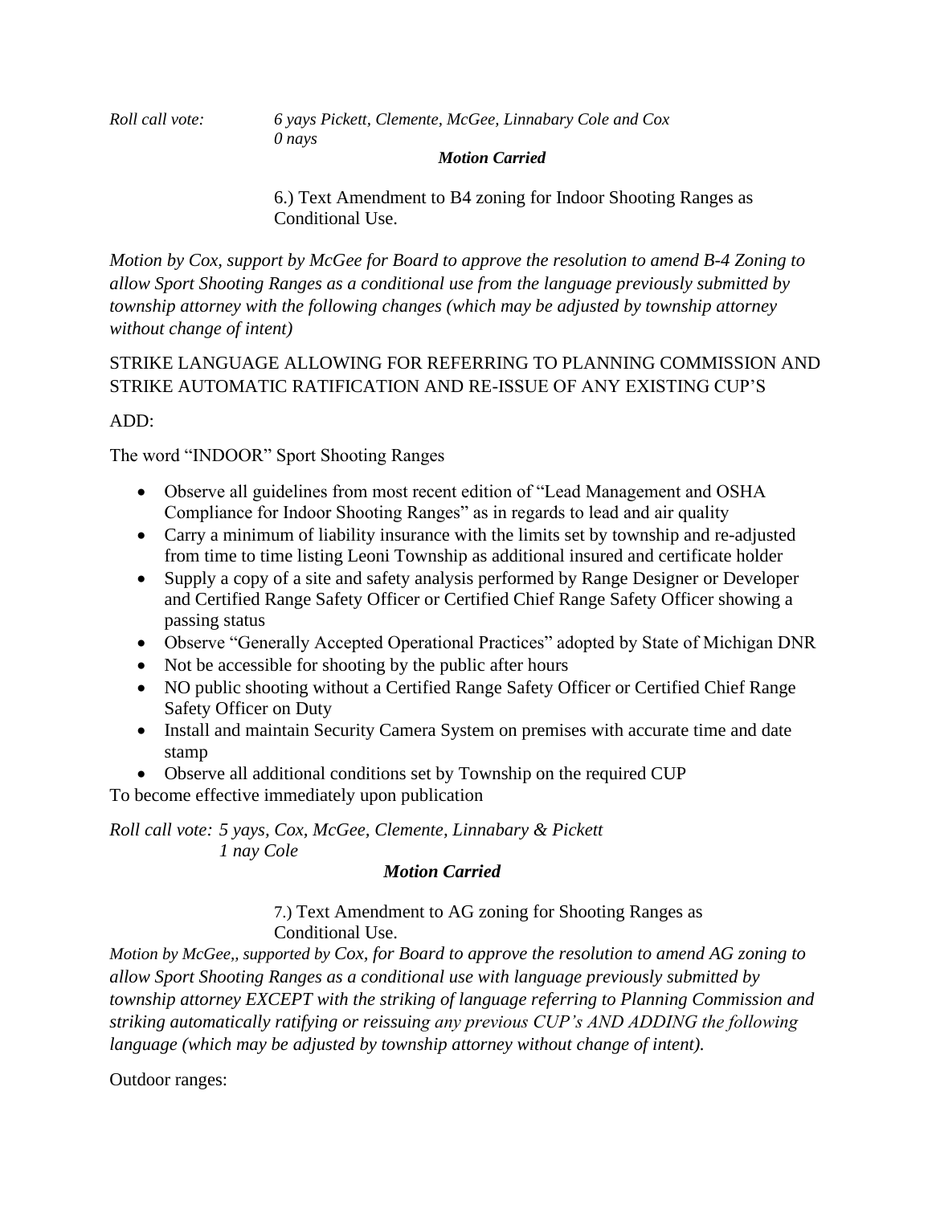*Roll call vote:* *6 yays Pickett, Clemente, McGee, Linnabary Cole and Cox*
*0 nays*

***Motion Carried***

6.) Text Amendment to B4 zoning for Indoor Shooting Ranges as Conditional Use.

*Motion by Cox, support by McGee for Board to approve the resolution to amend B-4 Zoning to allow Sport Shooting Ranges as a conditional use from the language previously submitted by township attorney with the following changes (which may be adjusted by township attorney without change of intent)*

STRIKE LANGUAGE ALLOWING FOR REFERRING TO PLANNING COMMISSION AND STRIKE AUTOMATIC RATIFICATION AND RE-ISSUE OF ANY EXISTING CUP'S

ADD:

The word "INDOOR" Sport Shooting Ranges

- Observe all guidelines from most recent edition of "Lead Management and OSHA Compliance for Indoor Shooting Ranges" as in regards to lead and air quality
- Carry a minimum of liability insurance with the limits set by township and re-adjusted from time to time listing Leoni Township as additional insured and certificate holder
- Supply a copy of a site and safety analysis performed by Range Designer or Developer and Certified Range Safety Officer or Certified Chief Range Safety Officer showing a passing status
- Observe "Generally Accepted Operational Practices" adopted by State of Michigan DNR
- Not be accessible for shooting by the public after hours
- NO public shooting without a Certified Range Safety Officer or Certified Chief Range Safety Officer on Duty
- Install and maintain Security Camera System on premises with accurate time and date stamp
- Observe all additional conditions set by Township on the required CUP

To become effective immediately upon publication

*Roll call vote: 5 yays, Cox, McGee, Clemente, Linnabary & Pickett*
*1 nay Cole*

***Motion Carried***

7.) Text Amendment to AG zoning for Shooting Ranges as Conditional Use.

*Motion by McGee,, supported by Cox, for Board to approve the resolution to amend AG zoning to allow Sport Shooting Ranges as a conditional use with language previously submitted by township attorney EXCEPT with the striking of language referring to Planning Commission and striking automatically ratifying or reissuing any previous CUP's AND ADDING the following language (which may be adjusted by township attorney without change of intent).*

Outdoor ranges: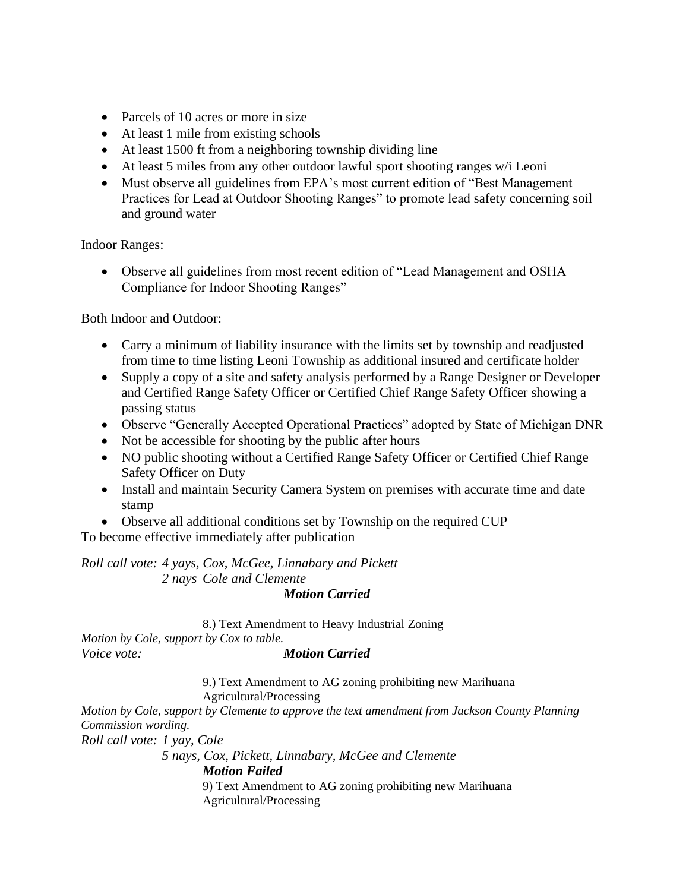- Parcels of 10 acres or more in size
- At least 1 mile from existing schools
- At least 1500 ft from a neighboring township dividing line
- At least 5 miles from any other outdoor lawful sport shooting ranges w/i Leoni
- Must observe all guidelines from EPA's most current edition of "Best Management Practices for Lead at Outdoor Shooting Ranges" to promote lead safety concerning soil and ground water

Indoor Ranges:

- Observe all guidelines from most recent edition of "Lead Management and OSHA Compliance for Indoor Shooting Ranges"

Both Indoor and Outdoor:

- Carry a minimum of liability insurance with the limits set by township and readjusted from time to time listing Leoni Township as additional insured and certificate holder
- Supply a copy of a site and safety analysis performed by a Range Designer or Developer and Certified Range Safety Officer or Certified Chief Range Safety Officer showing a passing status
- Observe "Generally Accepted Operational Practices" adopted by State of Michigan DNR
- Not be accessible for shooting by the public after hours
- NO public shooting without a Certified Range Safety Officer or Certified Chief Range Safety Officer on Duty
- Install and maintain Security Camera System on premises with accurate time and date stamp
- Observe all additional conditions set by Township on the required CUP

To become effective immediately after publication

*Roll call vote: 4 yays, Cox, McGee, Linnabary and Pickett*
*2 nays Cole and Clemente*

***Motion Carried***

8.) Text Amendment to Heavy Industrial Zoning

*Motion by Cole, support by Cox to table.*
*Voice vote:* ***Motion Carried***

9.) Text Amendment to AG zoning prohibiting new Marihuana Agricultural/Processing

*Motion by Cole, support by Clemente to approve the text amendment from Jackson County Planning Commission wording.*
*Roll call vote: 1 yay, Cole*
*5 nays, Cox, Pickett, Linnabary, McGee and Clemente*

***Motion Failed***

9) Text Amendment to AG zoning prohibiting new Marihuana Agricultural/Processing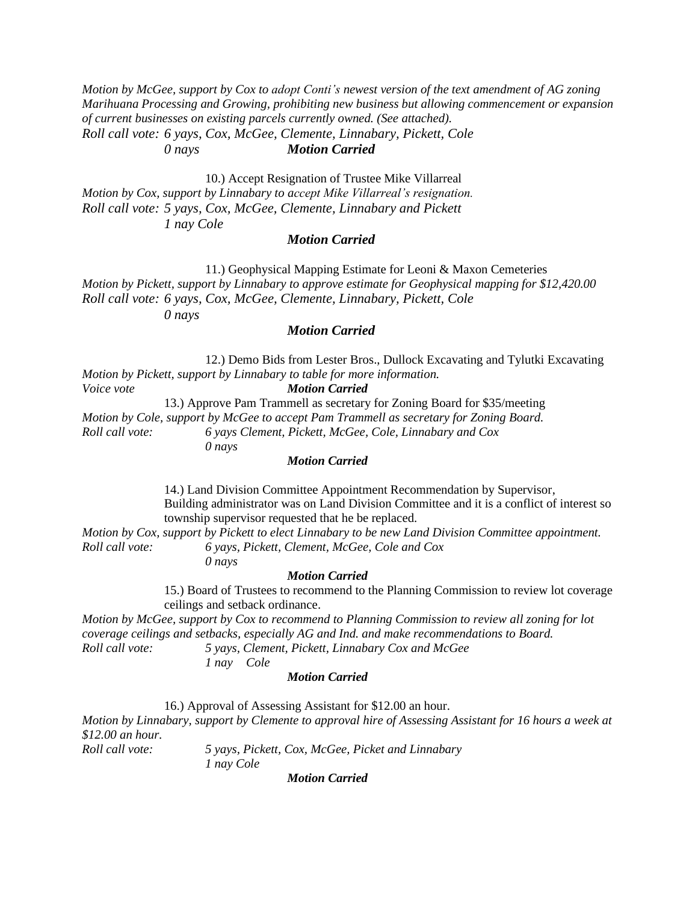*Motion by McGee, support by Cox to adopt Conti's newest version of the text amendment of AG zoning Marihuana Processing and Growing, prohibiting new business but allowing commencement or expansion of current businesses on existing parcels currently owned. (See attached).*
*Roll call vote: 6 yays, Cox, McGee, Clemente, Linnabary, Pickett, Cole*
*0 nays* ***Motion Carried***

10.) Accept Resignation of Trustee Mike Villarreal

*Motion by Cox, support by Linnabary to accept Mike Villarreal's resignation.*
*Roll call vote: 5 yays, Cox, McGee, Clemente, Linnabary and Pickett*
*1 nay Cole*

***Motion Carried***

11.) Geophysical Mapping Estimate for Leoni & Maxon Cemeteries

*Motion by Pickett, support by Linnabary to approve estimate for Geophysical mapping for $12,420.00*
*Roll call vote: 6 yays, Cox, McGee, Clemente, Linnabary, Pickett, Cole*
*0 nays*

***Motion Carried***

12.) Demo Bids from Lester Bros., Dullock Excavating and Tylutki Excavating

*Motion by Pickett, support by Linnabary to table for more information.*
*Voice vote* ***Motion Carried***

13.) Approve Pam Trammell as secretary for Zoning Board for $35/meeting

*Motion by Cole, support by McGee to accept Pam Trammell as secretary for Zoning Board.*
*Roll call vote: 6 yays Clement, Pickett, McGee, Cole, Linnabary and Cox*
*0 nays*

***Motion Carried***

14.) Land Division Committee Appointment Recommendation by Supervisor, Building administrator was on Land Division Committee and it is a conflict of interest so township supervisor requested that he be replaced.

*Motion by Cox, support by Pickett to elect Linnabary to be new Land Division Committee appointment.*
*Roll call vote: 6 yays, Pickett, Clement, McGee, Cole and Cox*
*0 nays*

***Motion Carried***

15.) Board of Trustees to recommend to the Planning Commission to review lot coverage ceilings and setback ordinance.

*Motion by McGee, support by Cox to recommend to Planning Commission to review all zoning for lot coverage ceilings and setbacks, especially AG and Ind. and make recommendations to Board.*
*Roll call vote: 5 yays, Clement, Pickett, Linnabary Cox and McGee*
*1 nay Cole*

***Motion Carried***

16.) Approval of Assessing Assistant for $12.00 an hour.

*Motion by Linnabary, support by Clemente to approval hire of Assessing Assistant for 16 hours a week at $12.00 an hour.*
*Roll call vote: 5 yays, Pickett, Cox, McGee, Picket and Linnabary*
*1 nay Cole*

***Motion Carried***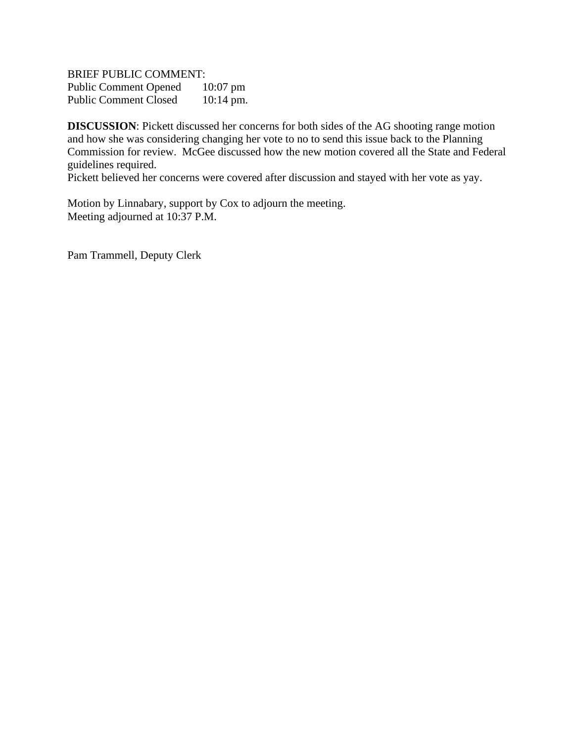BRIEF PUBLIC COMMENT:
Public Comment Opened 10:07 pm
Public Comment Closed 10:14 pm.

**DISCUSSION**: Pickett discussed her concerns for both sides of the AG shooting range motion and how she was considering changing her vote to no to send this issue back to the Planning Commission for review. McGee discussed how the new motion covered all the State and Federal guidelines required.
Pickett believed her concerns were covered after discussion and stayed with her vote as yay.

Motion by Linnabary, support by Cox to adjourn the meeting.
Meeting adjourned at 10:37 P.M.

Pam Trammell, Deputy Clerk